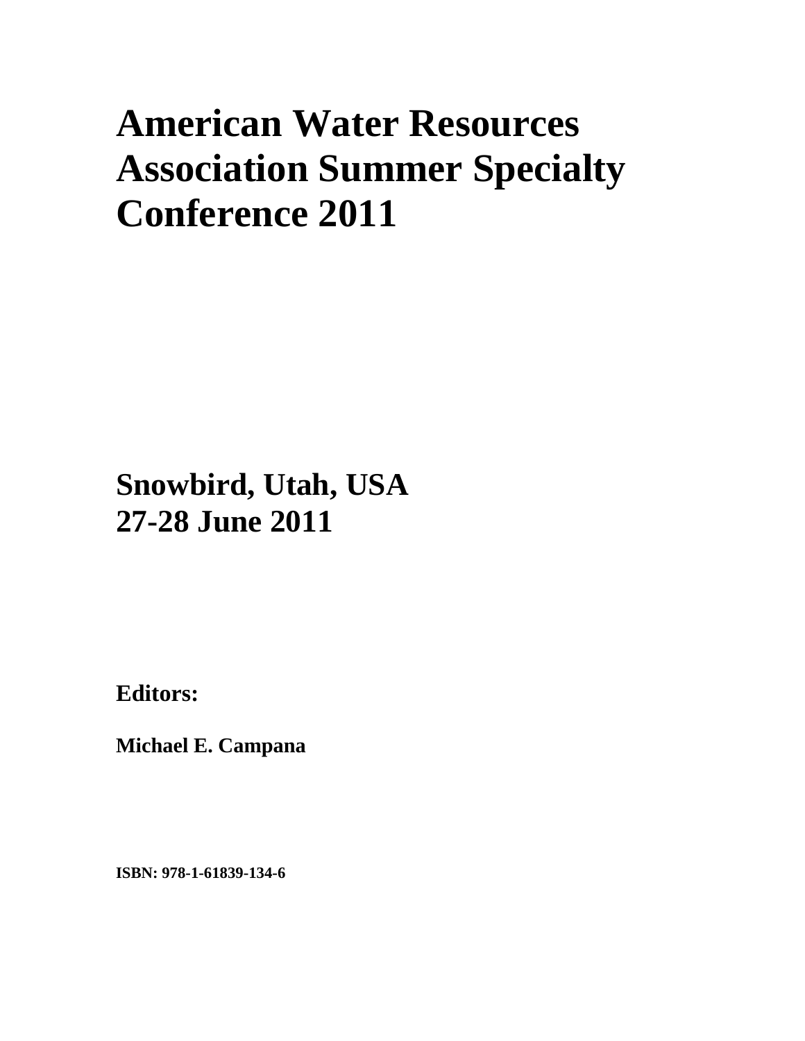# American Water Resources Association Summer Specialty Conference 2011

## Snowbird, Utah, USA
## 27-28 June 2011

**Editors:**

**Michael E. Campana**

**ISBN: 978-1-61839-134-6**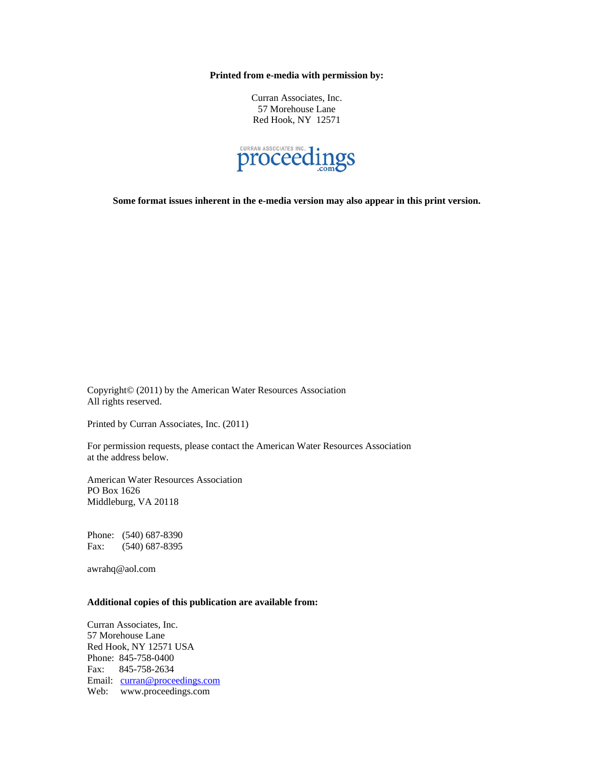**Printed from e-media with permission by:**

Curran Associates, Inc.
57 Morehouse Lane
Red Hook, NY 12571

CURRAN ASSOCIATES INC. proceedings.com

**Some format issues inherent in the e-media version may also appear in this print version.**

Copyright© (2011) by the American Water Resources Association
All rights reserved.

Printed by Curran Associates, Inc. (2011)

For permission requests, please contact the American Water Resources Association at the address below.

American Water Resources Association
PO Box 1626
Middleburg, VA 20118

Phone: (540) 687-8390
Fax: (540) 687-8395

awrahq@aol.com

**Additional copies of this publication are available from:**

Curran Associates, Inc.
57 Morehouse Lane
Red Hook, NY 12571 USA
Phone: 845-758-0400
Fax: 845-758-2634
Email: curran@proceedings.com
Web: www.proceedings.com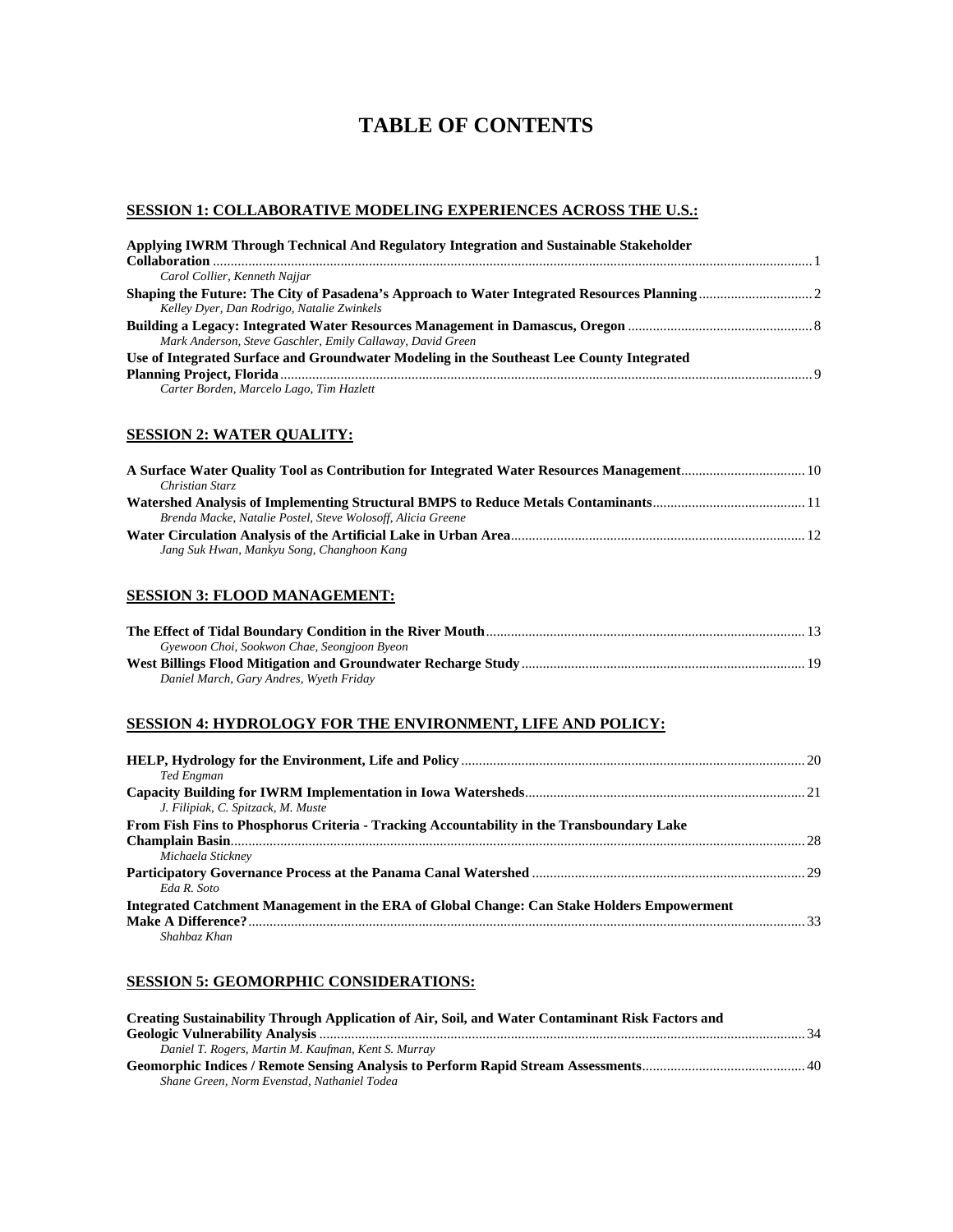# TABLE OF CONTENTS

## SESSION 1: COLLABORATIVE MODELING EXPERIENCES ACROSS THE U.S.:

**Applying IWRM Through Technical And Regulatory Integration and Sustainable Stakeholder Collaboration** ........ 1
*Carol Collier, Kenneth Najjar*

**Shaping the Future: The City of Pasadena's Approach to Water Integrated Resources Planning** ........ 2
*Kelley Dyer, Dan Rodrigo, Natalie Zwinkels*

**Building a Legacy: Integrated Water Resources Management in Damascus, Oregon** ........ 8
*Mark Anderson, Steve Gaschler, Emily Callaway, David Green*

**Use of Integrated Surface and Groundwater Modeling in the Southeast Lee County Integrated Planning Project, Florida** ........ 9
*Carter Borden, Marcelo Lago, Tim Hazlett*

## SESSION 2: WATER QUALITY:

**A Surface Water Quality Tool as Contribution for Integrated Water Resources Management** ........ 10
*Christian Starz*

**Watershed Analysis of Implementing Structural BMPS to Reduce Metals Contaminants** ........ 11
*Brenda Macke, Natalie Postel, Steve Wolosoff, Alicia Greene*

**Water Circulation Analysis of the Artificial Lake in Urban Area** ........ 12
*Jang Suk Hwan, Mankyu Song, Changhoon Kang*

## SESSION 3: FLOOD MANAGEMENT:

**The Effect of Tidal Boundary Condition in the River Mouth** ........ 13
*Gyewoon Choi, Sookwon Chae, Seongjoon Byeon*

**West Billings Flood Mitigation and Groundwater Recharge Study** ........ 19
*Daniel March, Gary Andres, Wyeth Friday*

## SESSION 4: HYDROLOGY FOR THE ENVIRONMENT, LIFE AND POLICY:

**HELP, Hydrology for the Environment, Life and Policy** ........ 20
*Ted Engman*

**Capacity Building for IWRM Implementation in Iowa Watersheds** ........ 21
*J. Filipiak, C. Spitzack, M. Muste*

**From Fish Fins to Phosphorus Criteria - Tracking Accountability in the Transboundary Lake Champlain Basin** ........ 28
*Michaela Stickney*

**Participatory Governance Process at the Panama Canal Watershed** ........ 29
*Eda R. Soto*

**Integrated Catchment Management in the ERA of Global Change: Can Stake Holders Empowerment Make A Difference?** ........ 33
*Shahbaz Khan*

## SESSION 5: GEOMORPHIC CONSIDERATIONS:

**Creating Sustainability Through Application of Air, Soil, and Water Contaminant Risk Factors and Geologic Vulnerability Analysis** ........ 34
*Daniel T. Rogers, Martin M. Kaufman, Kent S. Murray*

**Geomorphic Indices / Remote Sensing Analysis to Perform Rapid Stream Assessments** ........ 40
*Shane Green, Norm Evenstad, Nathaniel Todea*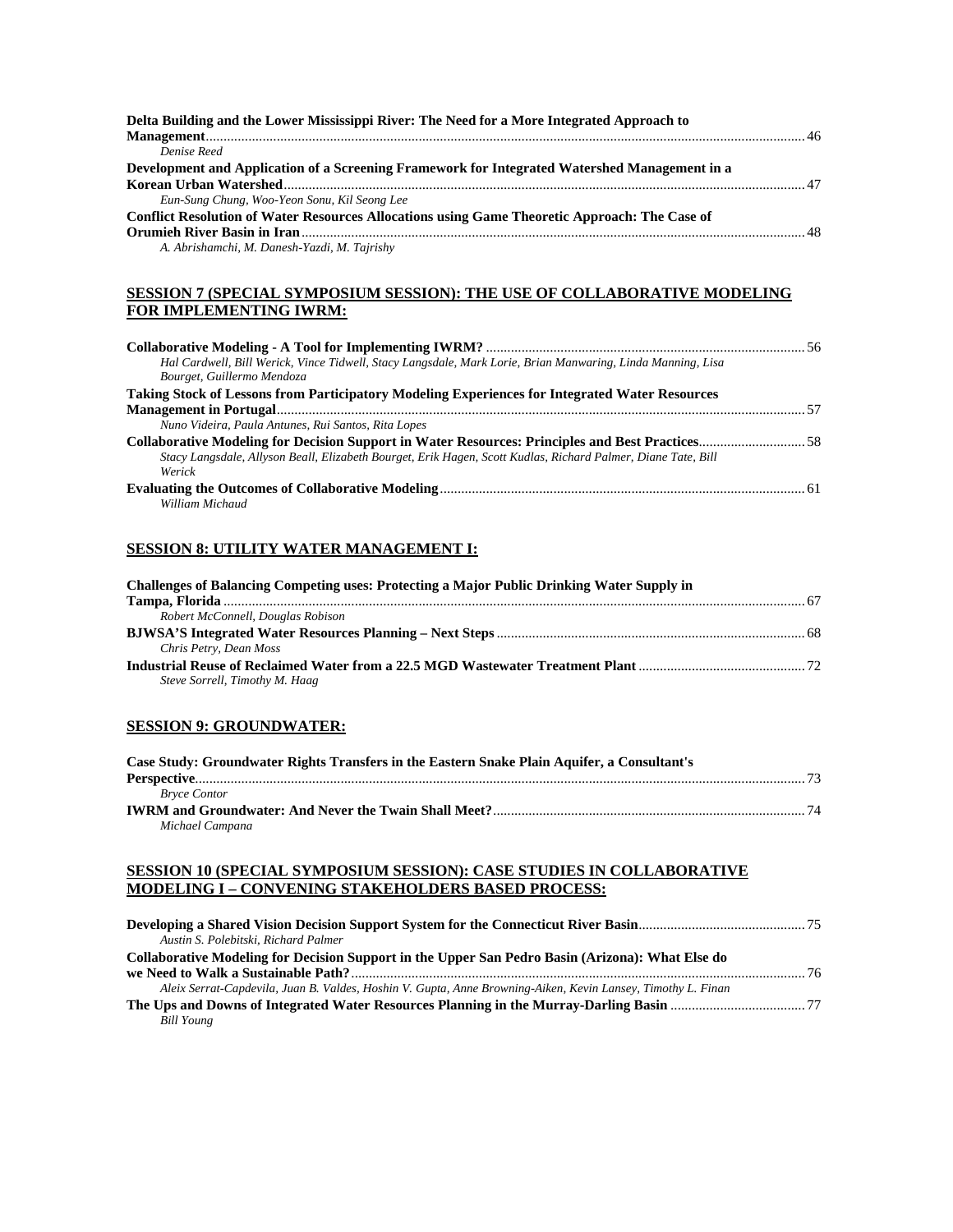**Delta Building and the Lower Mississippi River: The Need for a More Integrated Approach to Management** ........ 46
*Denise Reed*

**Development and Application of a Screening Framework for Integrated Watershed Management in a Korean Urban Watershed** ........ 47
*Eun-Sung Chung, Woo-Yeon Sonu, Kil Seong Lee*

**Conflict Resolution of Water Resources Allocations using Game Theoretic Approach: The Case of Orumieh River Basin in Iran** ........ 48
*A. Abrishamchi, M. Danesh-Yazdi, M. Tajrishy*

## SESSION 7 (SPECIAL SYMPOSIUM SESSION): THE USE OF COLLABORATIVE MODELING FOR IMPLEMENTING IWRM:

**Collaborative Modeling - A Tool for Implementing IWRM?** ........ 56
*Hal Cardwell, Bill Werick, Vince Tidwell, Stacy Langsdale, Mark Lorie, Brian Manwaring, Linda Manning, Lisa Bourget, Guillermo Mendoza*

**Taking Stock of Lessons from Participatory Modeling Experiences for Integrated Water Resources Management in Portugal** ........ 57
*Nuno Videira, Paula Antunes, Rui Santos, Rita Lopes*

**Collaborative Modeling for Decision Support in Water Resources: Principles and Best Practices** ........ 58
*Stacy Langsdale, Allyson Beall, Elizabeth Bourget, Erik Hagen, Scott Kudlas, Richard Palmer, Diane Tate, Bill Werick*

**Evaluating the Outcomes of Collaborative Modeling** ........ 61
*William Michaud*

## SESSION 8: UTILITY WATER MANAGEMENT I:

**Challenges of Balancing Competing uses: Protecting a Major Public Drinking Water Supply in Tampa, Florida** ........ 67
*Robert McConnell, Douglas Robison*

**BJWSA'S Integrated Water Resources Planning – Next Steps** ........ 68
*Chris Petry, Dean Moss*

**Industrial Reuse of Reclaimed Water from a 22.5 MGD Wastewater Treatment Plant** ........ 72
*Steve Sorrell, Timothy M. Haag*

## SESSION 9: GROUNDWATER:

**Case Study: Groundwater Rights Transfers in the Eastern Snake Plain Aquifer, a Consultant's Perspective** ........ 73
*Bryce Contor*

**IWRM and Groundwater: And Never the Twain Shall Meet?** ........ 74
*Michael Campana*

## SESSION 10 (SPECIAL SYMPOSIUM SESSION): CASE STUDIES IN COLLABORATIVE MODELING I – CONVENING STAKEHOLDERS BASED PROCESS:

**Developing a Shared Vision Decision Support System for the Connecticut River Basin** ........ 75
*Austin S. Polebitski, Richard Palmer*

**Collaborative Modeling for Decision Support in the Upper San Pedro Basin (Arizona): What Else do we Need to Walk a Sustainable Path?** ........ 76
*Aleix Serrat-Capdevila, Juan B. Valdes, Hoshin V. Gupta, Anne Browning-Aiken, Kevin Lansey, Timothy L. Finan*

**The Ups and Downs of Integrated Water Resources Planning in the Murray-Darling Basin** ........ 77
*Bill Young*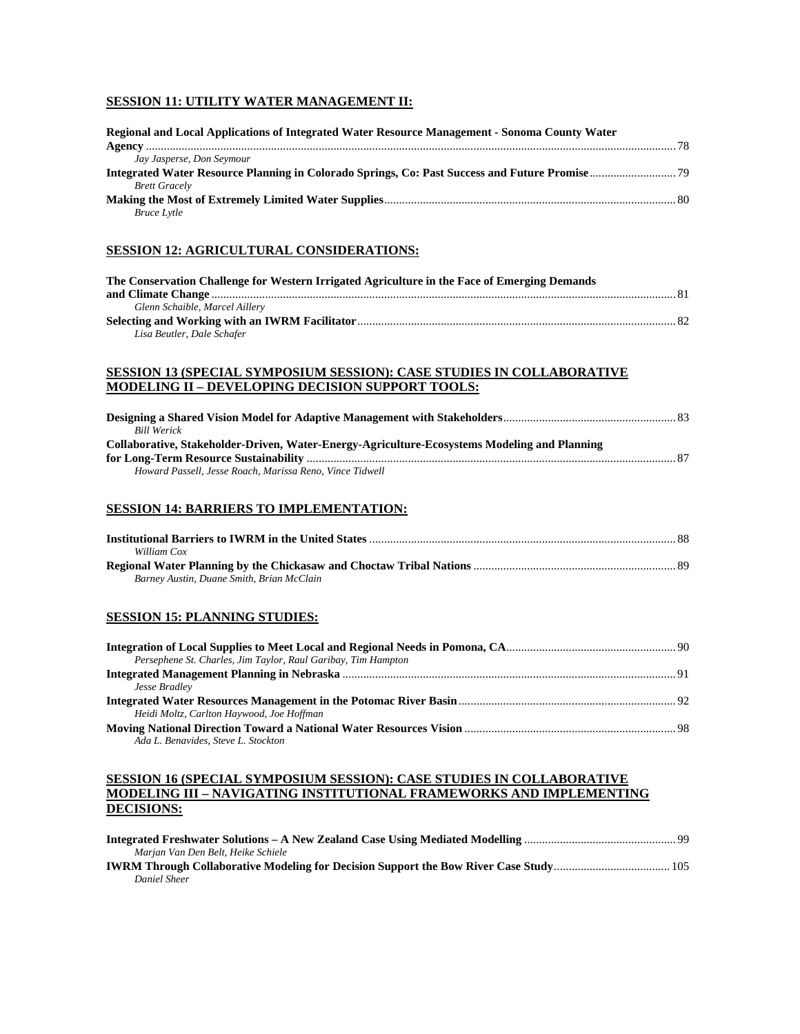## SESSION 11: UTILITY WATER MANAGEMENT II:

**Regional and Local Applications of Integrated Water Resource Management - Sonoma County Water Agency** ........................................................................................................................................................ 78
*Jay Jasperse, Don Seymour*

**Integrated Water Resource Planning in Colorado Springs, Co: Past Success and Future Promise** ............................ 79
*Brett Gracely*

**Making the Most of Extremely Limited Water Supplies** ................................................................................................. 80
*Bruce Lytle*

## SESSION 12: AGRICULTURAL CONSIDERATIONS:

**The Conservation Challenge for Western Irrigated Agriculture in the Face of Emerging Demands and Climate Change** ........................................................................................................................................................ 81
*Glenn Schaible, Marcel Aillery*

**Selecting and Working with an IWRM Facilitator** ........................................................................................................... 82
*Lisa Beutler, Dale Schafer*

## SESSION 13 (SPECIAL SYMPOSIUM SESSION): CASE STUDIES IN COLLABORATIVE MODELING II – DEVELOPING DECISION SUPPORT TOOLS:

**Designing a Shared Vision Model for Adaptive Management with Stakeholders** .......................................................... 83
*Bill Werick*

**Collaborative, Stakeholder-Driven, Water-Energy-Agriculture-Ecosystems Modeling and Planning for Long-Term Resource Sustainability** ........................................................................................................................... 87
*Howard Passell, Jesse Roach, Marissa Reno, Vince Tidwell*

## SESSION 14: BARRIERS TO IMPLEMENTATION:

**Institutional Barriers to IWRM in the United States** ...................................................................................................... 88
*William Cox*

**Regional Water Planning by the Chickasaw and Choctaw Tribal Nations** ................................................................... 89
*Barney Austin, Duane Smith, Brian McClain*

## SESSION 15: PLANNING STUDIES:

**Integration of Local Supplies to Meet Local and Regional Needs in Pomona, CA** ......................................................... 90
*Persephene St. Charles, Jim Taylor, Raul Garibay, Tim Hampton*

**Integrated Management Planning in Nebraska** ................................................................................................................ 91
*Jesse Bradley*

**Integrated Water Resources Management in the Potomac River Basin** ......................................................................... 92
*Heidi Moltz, Carlton Haywood, Joe Hoffman*

**Moving National Direction Toward a National Water Resources Vision** ....................................................................... 98
*Ada L. Benavides, Steve L. Stockton*

## SESSION 16 (SPECIAL SYMPOSIUM SESSION): CASE STUDIES IN COLLABORATIVE MODELING III – NAVIGATING INSTITUTIONAL FRAMEWORKS AND IMPLEMENTING DECISIONS:

**Integrated Freshwater Solutions – A New Zealand Case Using Mediated Modelling** ................................................... 99
*Marjan Van Den Belt, Heike Schiele*

**IWRM Through Collaborative Modeling for Decision Support the Bow River Case Study** ....................................... 105
*Daniel Sheer*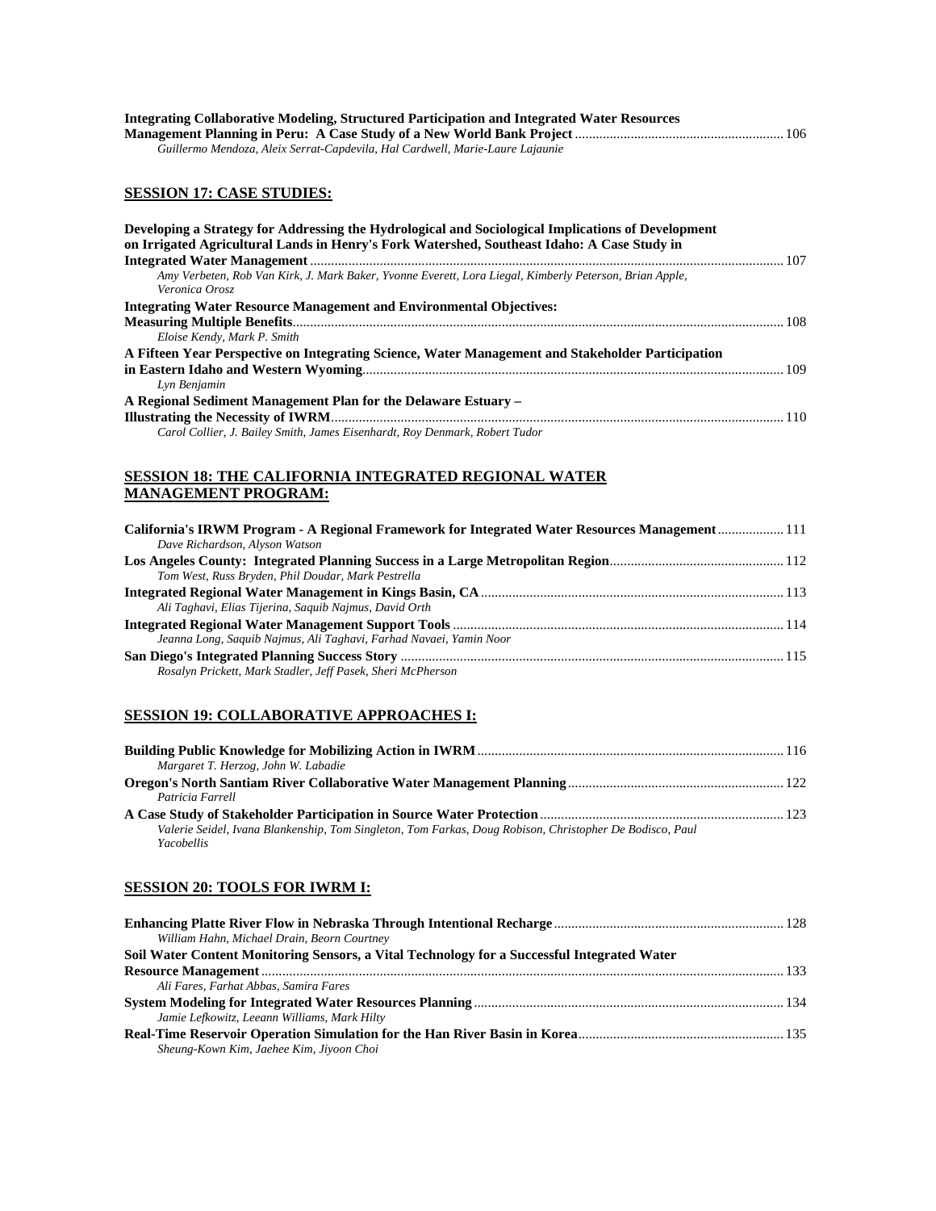**Integrating Collaborative Modeling, Structured Participation and Integrated Water Resources Management Planning in Peru: A Case Study of a New World Bank Project** ........................................................ 106
*Guillermo Mendoza, Aleix Serrat-Capdevila, Hal Cardwell, Marie-Laure Lajaunie*

## SESSION 17: CASE STUDIES:

**Developing a Strategy for Addressing the Hydrological and Sociological Implications of Development on Irrigated Agricultural Lands in Henry's Fork Watershed, Southeast Idaho: A Case Study in Integrated Water Management** ........................................................ 107
*Amy Verbeten, Rob Van Kirk, J. Mark Baker, Yvonne Everett, Lora Liegal, Kimberly Peterson, Brian Apple, Veronica Orosz*

**Integrating Water Resource Management and Environmental Objectives: Measuring Multiple Benefits** ........................................................ 108
*Eloise Kendy, Mark P. Smith*

**A Fifteen Year Perspective on Integrating Science, Water Management and Stakeholder Participation in Eastern Idaho and Western Wyoming** ........................................................ 109
*Lyn Benjamin*

**A Regional Sediment Management Plan for the Delaware Estuary – Illustrating the Necessity of IWRM** ........................................................ 110
*Carol Collier, J. Bailey Smith, James Eisenhardt, Roy Denmark, Robert Tudor*

## SESSION 18: THE CALIFORNIA INTEGRATED REGIONAL WATER MANAGEMENT PROGRAM:

**California's IRWM Program - A Regional Framework for Integrated Water Resources Management** .................. 111
*Dave Richardson, Alyson Watson*

**Los Angeles County: Integrated Planning Success in a Large Metropolitan Region** ........................................................ 112
*Tom West, Russ Bryden, Phil Doudar, Mark Pestrella*

**Integrated Regional Water Management in Kings Basin, CA** ........................................................ 113
*Ali Taghavi, Elias Tijerina, Saquib Najmus, David Orth*

**Integrated Regional Water Management Support Tools** ........................................................ 114
*Jeanna Long, Saquib Najmus, Ali Taghavi, Farhad Navaei, Yamin Noor*

**San Diego's Integrated Planning Success Story** ........................................................ 115
*Rosalyn Prickett, Mark Stadler, Jeff Pasek, Sheri McPherson*

## SESSION 19: COLLABORATIVE APPROACHES I:

**Building Public Knowledge for Mobilizing Action in IWRM** ........................................................ 116
*Margaret T. Herzog, John W. Labadie*

**Oregon's North Santiam River Collaborative Water Management Planning** ........................................................ 122
*Patricia Farrell*

**A Case Study of Stakeholder Participation in Source Water Protection** ........................................................ 123
*Valerie Seidel, Ivana Blankenship, Tom Singleton, Tom Farkas, Doug Robison, Christopher De Bodisco, Paul Yacobellis*

## SESSION 20: TOOLS FOR IWRM I:

**Enhancing Platte River Flow in Nebraska Through Intentional Recharge** ........................................................ 128
*William Hahn, Michael Drain, Beorn Courtney*

**Soil Water Content Monitoring Sensors, a Vital Technology for a Successful Integrated Water Resource Management** ........................................................ 133
*Ali Fares, Farhat Abbas, Samira Fares*

**System Modeling for Integrated Water Resources Planning** ........................................................ 134
*Jamie Lefkowitz, Leeann Williams, Mark Hilty*

**Real-Time Reservoir Operation Simulation for the Han River Basin in Korea** ........................................................ 135
*Sheung-Kown Kim, Jaehee Kim, Jiyoon Choi*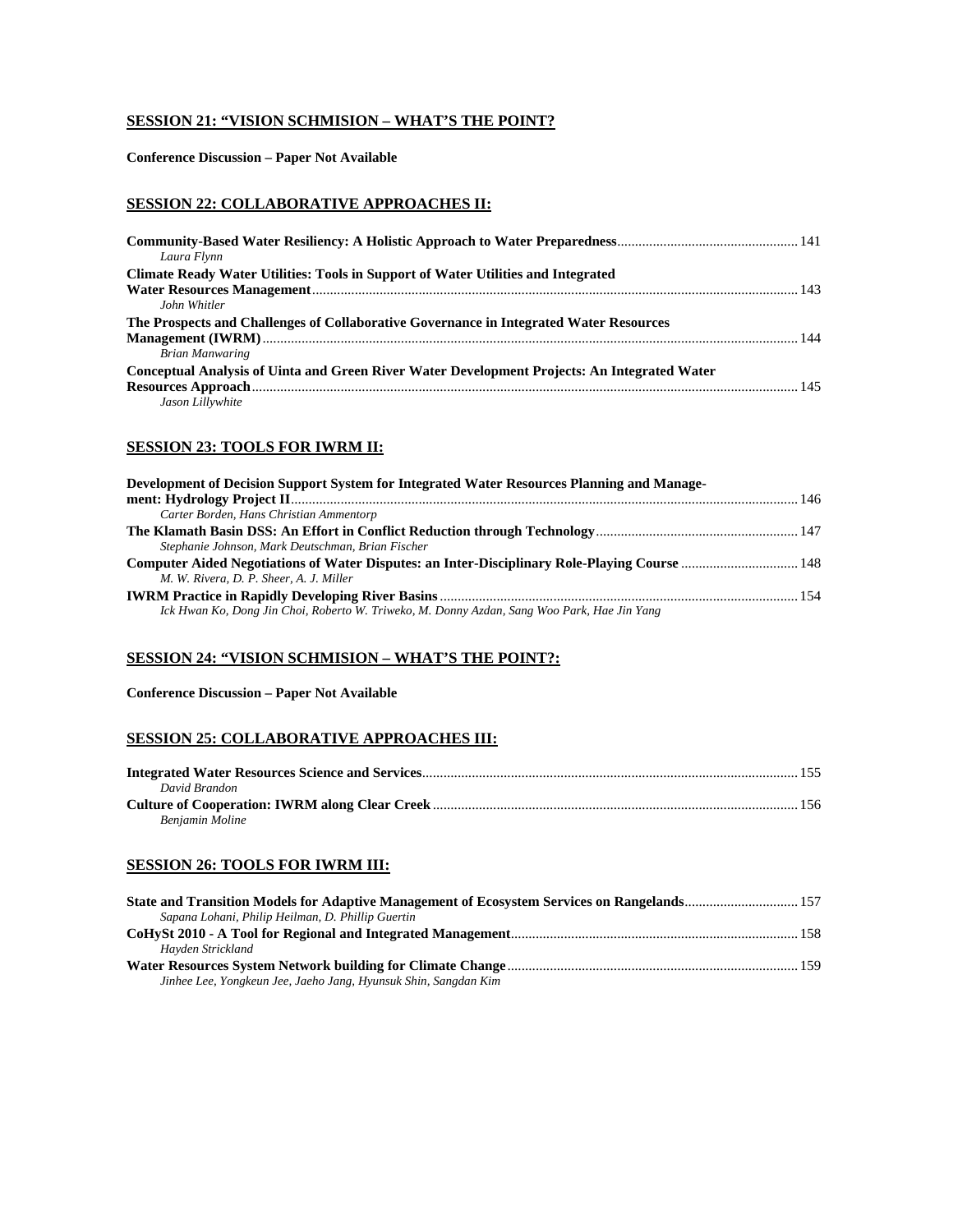## SESSION 21: "VISION SCHMISION – WHAT'S THE POINT?

**Conference Discussion – Paper Not Available**

## SESSION 22: COLLABORATIVE APPROACHES II:

**Community-Based Water Resiliency: A Holistic Approach to Water Preparedness** ........ 141
*Laura Flynn*

**Climate Ready Water Utilities: Tools in Support of Water Utilities and Integrated Water Resources Management** ........ 143
*John Whitler*

**The Prospects and Challenges of Collaborative Governance in Integrated Water Resources Management (IWRM)** ........ 144
*Brian Manwaring*

**Conceptual Analysis of Uinta and Green River Water Development Projects: An Integrated Water Resources Approach** ........ 145
*Jason Lillywhite*

## SESSION 23: TOOLS FOR IWRM II:

**Development of Decision Support System for Integrated Water Resources Planning and Management: Hydrology Project II** ........ 146
*Carter Borden, Hans Christian Ammentorp*

**The Klamath Basin DSS: An Effort in Conflict Reduction through Technology** ........ 147
*Stephanie Johnson, Mark Deutschman, Brian Fischer*

**Computer Aided Negotiations of Water Disputes: an Inter-Disciplinary Role-Playing Course** ........ 148
*M. W. Rivera, D. P. Sheer, A. J. Miller*

**IWRM Practice in Rapidly Developing River Basins** ........ 154
*Ick Hwan Ko, Dong Jin Choi, Roberto W. Triweko, M. Donny Azdan, Sang Woo Park, Hae Jin Yang*

## SESSION 24: "VISION SCHMISION – WHAT'S THE POINT?:

**Conference Discussion – Paper Not Available**

## SESSION 25: COLLABORATIVE APPROACHES III:

**Integrated Water Resources Science and Services** ........ 155
*David Brandon*

**Culture of Cooperation: IWRM along Clear Creek** ........ 156
*Benjamin Moline*

## SESSION 26: TOOLS FOR IWRM III:

**State and Transition Models for Adaptive Management of Ecosystem Services on Rangelands** ........ 157
*Sapana Lohani, Philip Heilman, D. Phillip Guertin*

**CoHySt 2010 - A Tool for Regional and Integrated Management** ........ 158
*Hayden Strickland*

**Water Resources System Network building for Climate Change** ........ 159
*Jinhee Lee, Yongkeun Jee, Jaeho Jang, Hyunsuk Shin, Sangdan Kim*